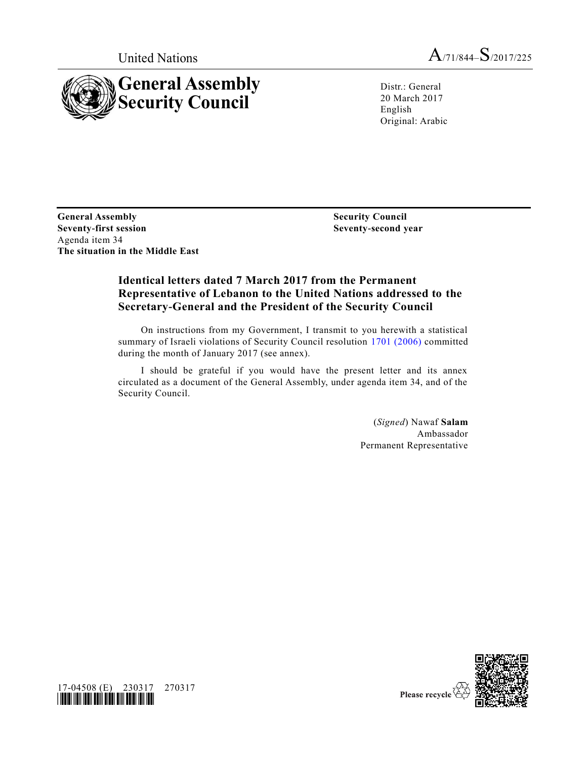United Nations

A/71/844–S/2017/225

# General Assembly Security Council

Distr.: General
20 March 2017
English
Original: Arabic

**General Assembly**
**Seventy-first session**
Agenda item 34
**The situation in the Middle East**

**Security Council**
**Seventy-second year**

## Identical letters dated 7 March 2017 from the Permanent Representative of Lebanon to the United Nations addressed to the Secretary-General and the President of the Security Council

On instructions from my Government, I transmit to you herewith a statistical summary of Israeli violations of Security Council resolution 1701 (2006) committed during the month of January 2017 (see annex).

I should be grateful if you would have the present letter and its annex circulated as a document of the General Assembly, under agenda item 34, and of the Security Council.

(*Signed*) Nawaf **Salam**
Ambassador
Permanent Representative

17-04508 (E) 230317 270317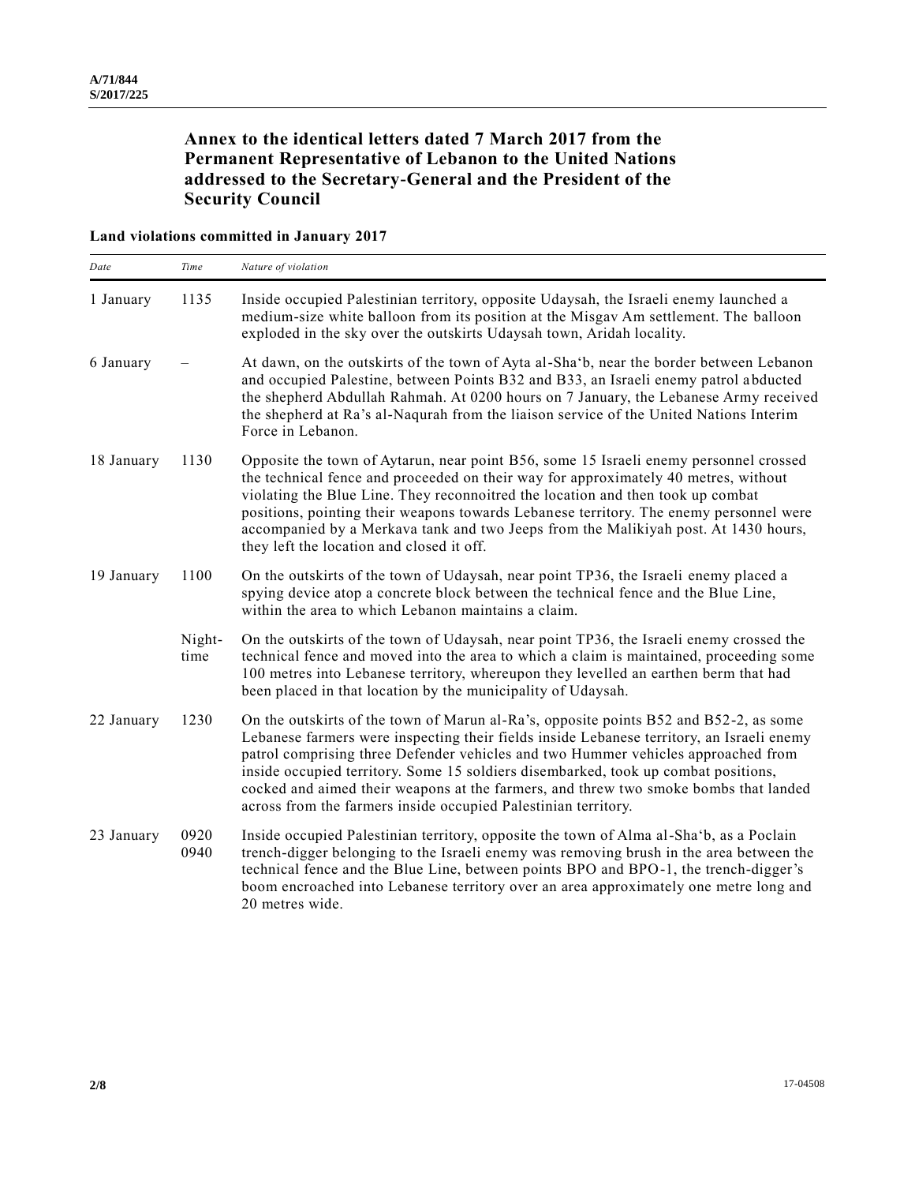## Annex to the identical letters dated 7 March 2017 from the Permanent Representative of Lebanon to the United Nations addressed to the Secretary-General and the President of the Security Council

### Land violations committed in January 2017

| *Date* | *Time* | *Nature of violation* |
|---|---|---|
| 1 January | 1135 | Inside occupied Palestinian territory, opposite Udaysah, the Israeli enemy launched a medium-size white balloon from its position at the Misgav Am settlement. The balloon exploded in the sky over the outskirts Udaysah town, Aridah locality. |
| 6 January | – | At dawn, on the outskirts of the town of Ayta al-Sha‘b, near the border between Lebanon and occupied Palestine, between Points B32 and B33, an Israeli enemy patrol abducted the shepherd Abdullah Rahmah. At 0200 hours on 7 January, the Lebanese Army received the shepherd at Ra’s al-Naqurah from the liaison service of the United Nations Interim Force in Lebanon. |
| 18 January | 1130 | Opposite the town of Aytarun, near point B56, some 15 Israeli enemy personnel crossed the technical fence and proceeded on their way for approximately 40 metres, without violating the Blue Line. They reconnoitred the location and then took up combat positions, pointing their weapons towards Lebanese territory. The enemy personnel were accompanied by a Merkava tank and two Jeeps from the Malikiyah post. At 1430 hours, they left the location and closed it off. |
| 19 January | 1100 | On the outskirts of the town of Udaysah, near point TP36, the Israeli enemy placed a spying device atop a concrete block between the technical fence and the Blue Line, within the area to which Lebanon maintains a claim. |
| | Night-time | On the outskirts of the town of Udaysah, near point TP36, the Israeli enemy crossed the technical fence and moved into the area to which a claim is maintained, proceeding some 100 metres into Lebanese territory, whereupon they levelled an earthen berm that had been placed in that location by the municipality of Udaysah. |
| 22 January | 1230 | On the outskirts of the town of Marun al-Ra’s, opposite points B52 and B52-2, as some Lebanese farmers were inspecting their fields inside Lebanese territory, an Israeli enemy patrol comprising three Defender vehicles and two Hummer vehicles approached from inside occupied territory. Some 15 soldiers disembarked, took up combat positions, cocked and aimed their weapons at the farmers, and threw two smoke bombs that landed across from the farmers inside occupied Palestinian territory. |
| 23 January | 0920<br>0940 | Inside occupied Palestinian territory, opposite the town of Alma al-Sha‘b, as a Poclain trench-digger belonging to the Israeli enemy was removing brush in the area between the technical fence and the Blue Line, between points BPO and BPO-1, the trench-digger’s boom encroached into Lebanese territory over an area approximately one metre long and 20 metres wide. |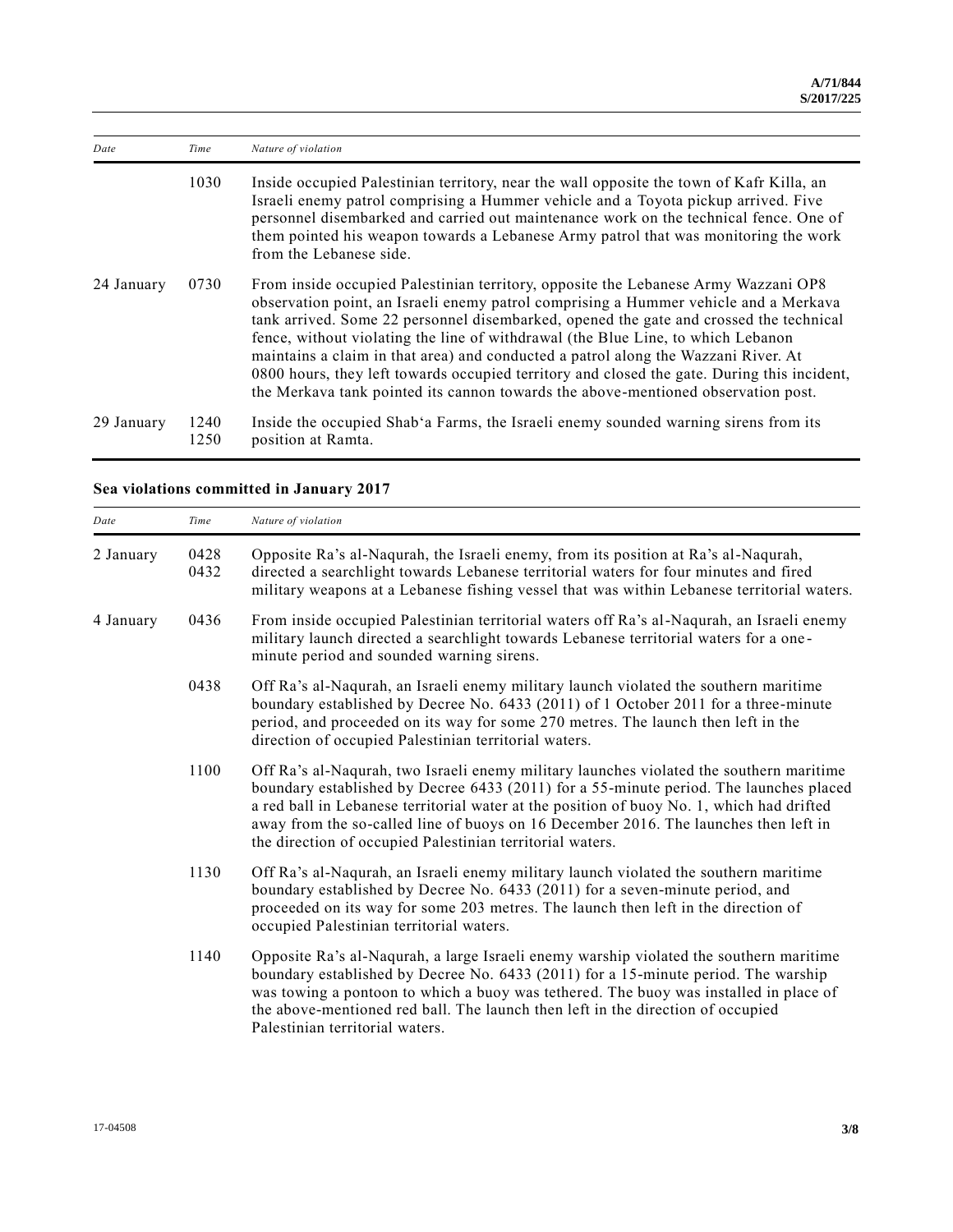| Date | Time | Nature of violation |
|---|---|---|
| | 1030 | Inside occupied Palestinian territory, near the wall opposite the town of Kafr Killa, an Israeli enemy patrol comprising a Hummer vehicle and a Toyota pickup arrived. Five personnel disembarked and carried out maintenance work on the technical fence. One of them pointed his weapon towards a Lebanese Army patrol that was monitoring the work from the Lebanese side. |
| 24 January | 0730 | From inside occupied Palestinian territory, opposite the Lebanese Army Wazzani OP8 observation point, an Israeli enemy patrol comprising a Hummer vehicle and a Merkava tank arrived. Some 22 personnel disembarked, opened the gate and crossed the technical fence, without violating the line of withdrawal (the Blue Line, to which Lebanon maintains a claim in that area) and conducted a patrol along the Wazzani River. At 0800 hours, they left towards occupied territory and closed the gate. During this incident, the Merkava tank pointed its cannon towards the above-mentioned observation post. |
| 29 January | 1240<br>1250 | Inside the occupied Shab'a Farms, the Israeli enemy sounded warning sirens from its position at Ramta. |

**Sea violations committed in January 2017**

| Date | Time | Nature of violation |
|---|---|---|
| 2 January | 0428<br>0432 | Opposite Ra's al-Naqurah, the Israeli enemy, from its position at Ra's al-Naqurah, directed a searchlight towards Lebanese territorial waters for four minutes and fired military weapons at a Lebanese fishing vessel that was within Lebanese territorial waters. |
| 4 January | 0436 | From inside occupied Palestinian territorial waters off Ra's al-Naqurah, an Israeli enemy military launch directed a searchlight towards Lebanese territorial waters for a one-minute period and sounded warning sirens. |
| | 0438 | Off Ra's al-Naqurah, an Israeli enemy military launch violated the southern maritime boundary established by Decree No. 6433 (2011) of 1 October 2011 for a three-minute period, and proceeded on its way for some 270 metres. The launch then left in the direction of occupied Palestinian territorial waters. |
| | 1100 | Off Ra's al-Naqurah, two Israeli enemy military launches violated the southern maritime boundary established by Decree 6433 (2011) for a 55-minute period. The launches placed a red ball in Lebanese territorial water at the position of buoy No. 1, which had drifted away from the so-called line of buoys on 16 December 2016. The launches then left in the direction of occupied Palestinian territorial waters. |
| | 1130 | Off Ra's al-Naqurah, an Israeli enemy military launch violated the southern maritime boundary established by Decree No. 6433 (2011) for a seven-minute period, and proceeded on its way for some 203 metres. The launch then left in the direction of occupied Palestinian territorial waters. |
| | 1140 | Opposite Ra's al-Naqurah, a large Israeli enemy warship violated the southern maritime boundary established by Decree No. 6433 (2011) for a 15-minute period. The warship was towing a pontoon to which a buoy was tethered. The buoy was installed in place of the above-mentioned red ball. The launch then left in the direction of occupied Palestinian territorial waters. |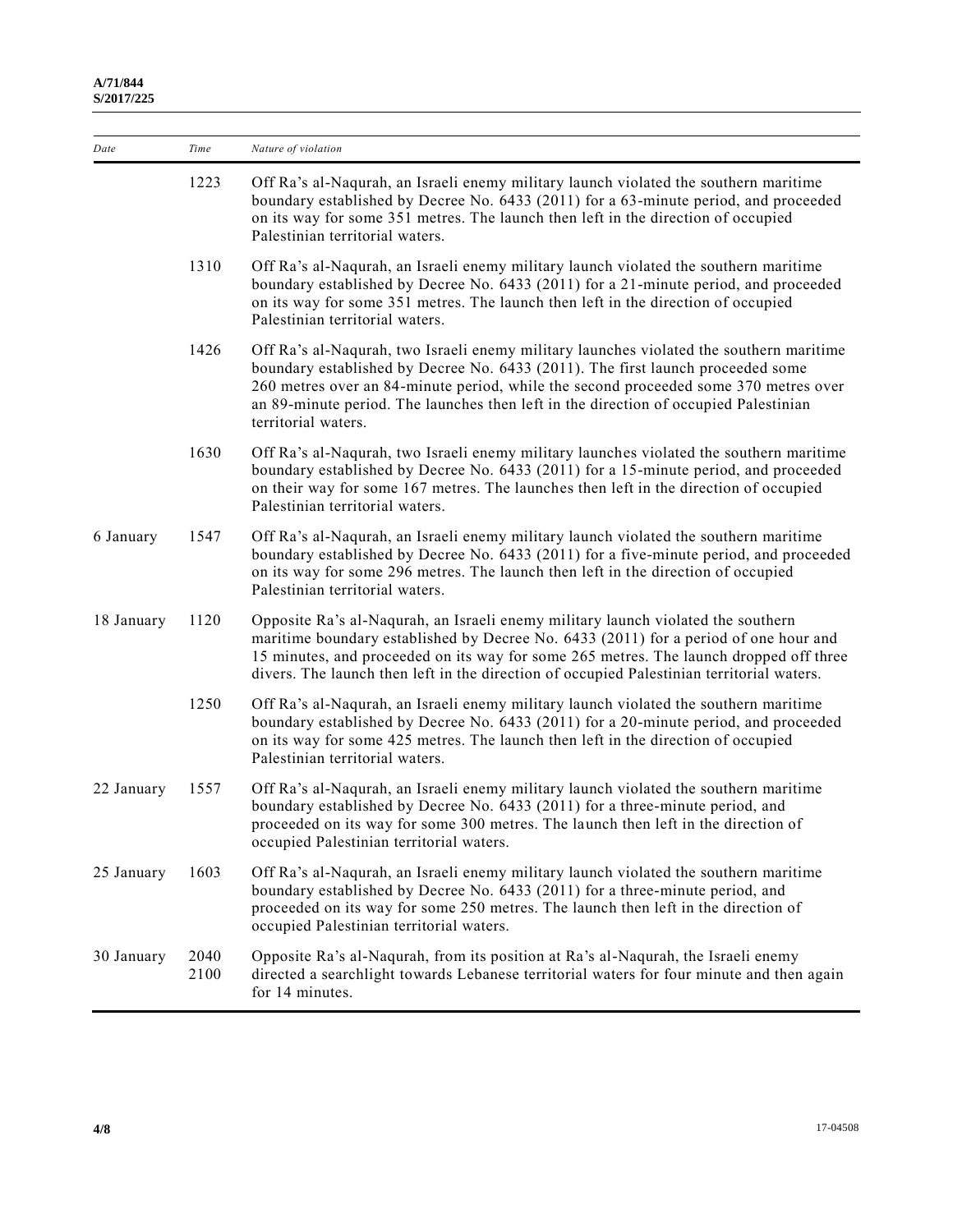| Date | Time | Nature of violation |
|---|---|---|
| | 1223 | Off Ra's al-Naqurah, an Israeli enemy military launch violated the southern maritime boundary established by Decree No. 6433 (2011) for a 63-minute period, and proceeded on its way for some 351 metres. The launch then left in the direction of occupied Palestinian territorial waters. |
| | 1310 | Off Ra's al-Naqurah, an Israeli enemy military launch violated the southern maritime boundary established by Decree No. 6433 (2011) for a 21-minute period, and proceeded on its way for some 351 metres. The launch then left in the direction of occupied Palestinian territorial waters. |
| | 1426 | Off Ra's al-Naqurah, two Israeli enemy military launches violated the southern maritime boundary established by Decree No. 6433 (2011). The first launch proceeded some 260 metres over an 84-minute period, while the second proceeded some 370 metres over an 89-minute period. The launches then left in the direction of occupied Palestinian territorial waters. |
| | 1630 | Off Ra's al-Naqurah, two Israeli enemy military launches violated the southern maritime boundary established by Decree No. 6433 (2011) for a 15-minute period, and proceeded on their way for some 167 metres. The launches then left in the direction of occupied Palestinian territorial waters. |
| 6 January | 1547 | Off Ra's al-Naqurah, an Israeli enemy military launch violated the southern maritime boundary established by Decree No. 6433 (2011) for a five-minute period, and proceeded on its way for some 296 metres. The launch then left in the direction of occupied Palestinian territorial waters. |
| 18 January | 1120 | Opposite Ra's al-Naqurah, an Israeli enemy military launch violated the southern maritime boundary established by Decree No. 6433 (2011) for a period of one hour and 15 minutes, and proceeded on its way for some 265 metres. The launch dropped off three divers. The launch then left in the direction of occupied Palestinian territorial waters. |
| | 1250 | Off Ra's al-Naqurah, an Israeli enemy military launch violated the southern maritime boundary established by Decree No. 6433 (2011) for a 20-minute period, and proceeded on its way for some 425 metres. The launch then left in the direction of occupied Palestinian territorial waters. |
| 22 January | 1557 | Off Ra's al-Naqurah, an Israeli enemy military launch violated the southern maritime boundary established by Decree No. 6433 (2011) for a three-minute period, and proceeded on its way for some 300 metres. The launch then left in the direction of occupied Palestinian territorial waters. |
| 25 January | 1603 | Off Ra's al-Naqurah, an Israeli enemy military launch violated the southern maritime boundary established by Decree No. 6433 (2011) for a three-minute period, and proceeded on its way for some 250 metres. The launch then left in the direction of occupied Palestinian territorial waters. |
| 30 January | 2040<br>2100 | Opposite Ra's al-Naqurah, from its position at Ra's al-Naqurah, the Israeli enemy directed a searchlight towards Lebanese territorial waters for four minute and then again for 14 minutes. |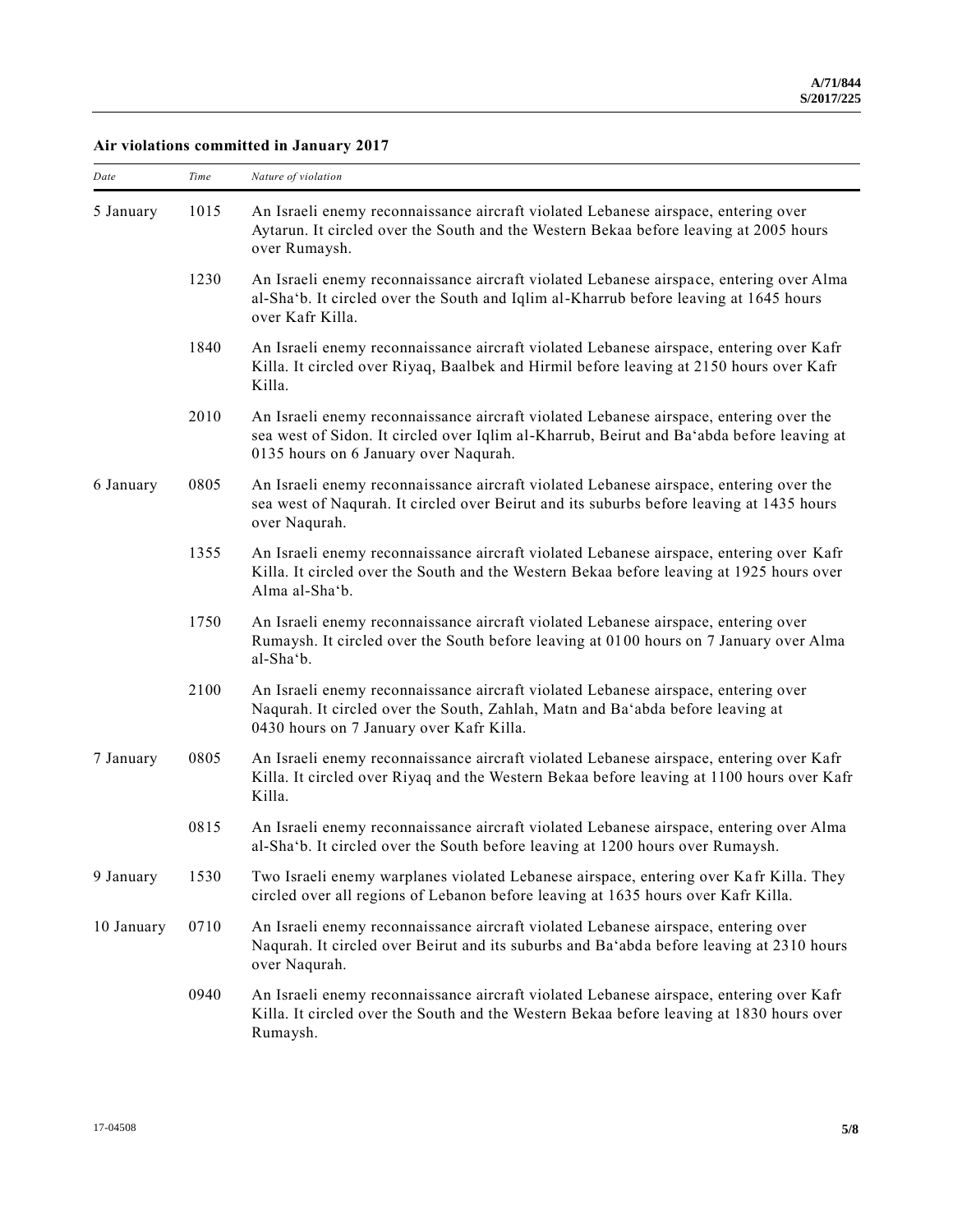**Air violations committed in January 2017**

| Date | Time | Nature of violation |
|---|---|---|
| 5 January | 1015 | An Israeli enemy reconnaissance aircraft violated Lebanese airspace, entering over Aytarun. It circled over the South and the Western Bekaa before leaving at 2005 hours over Rumaysh. |
| | 1230 | An Israeli enemy reconnaissance aircraft violated Lebanese airspace, entering over Alma al-Sha'b. It circled over the South and Iqlim al-Kharrub before leaving at 1645 hours over Kafr Killa. |
| | 1840 | An Israeli enemy reconnaissance aircraft violated Lebanese airspace, entering over Kafr Killa. It circled over Riyaq, Baalbek and Hirmil before leaving at 2150 hours over Kafr Killa. |
| | 2010 | An Israeli enemy reconnaissance aircraft violated Lebanese airspace, entering over the sea west of Sidon. It circled over Iqlim al-Kharrub, Beirut and Ba'abda before leaving at 0135 hours on 6 January over Naqurah. |
| 6 January | 0805 | An Israeli enemy reconnaissance aircraft violated Lebanese airspace, entering over the sea west of Naqurah. It circled over Beirut and its suburbs before leaving at 1435 hours over Naqurah. |
| | 1355 | An Israeli enemy reconnaissance aircraft violated Lebanese airspace, entering over Kafr Killa. It circled over the South and the Western Bekaa before leaving at 1925 hours over Alma al-Sha'b. |
| | 1750 | An Israeli enemy reconnaissance aircraft violated Lebanese airspace, entering over Rumaysh. It circled over the South before leaving at 0100 hours on 7 January over Alma al-Sha'b. |
| | 2100 | An Israeli enemy reconnaissance aircraft violated Lebanese airspace, entering over Naqurah. It circled over the South, Zahlah, Matn and Ba'abda before leaving at 0430 hours on 7 January over Kafr Killa. |
| 7 January | 0805 | An Israeli enemy reconnaissance aircraft violated Lebanese airspace, entering over Kafr Killa. It circled over Riyaq and the Western Bekaa before leaving at 1100 hours over Kafr Killa. |
| | 0815 | An Israeli enemy reconnaissance aircraft violated Lebanese airspace, entering over Alma al-Sha'b. It circled over the South before leaving at 1200 hours over Rumaysh. |
| 9 January | 1530 | Two Israeli enemy warplanes violated Lebanese airspace, entering over Kafr Killa. They circled over all regions of Lebanon before leaving at 1635 hours over Kafr Killa. |
| 10 January | 0710 | An Israeli enemy reconnaissance aircraft violated Lebanese airspace, entering over Naqurah. It circled over Beirut and its suburbs and Ba'abda before leaving at 2310 hours over Naqurah. |
| | 0940 | An Israeli enemy reconnaissance aircraft violated Lebanese airspace, entering over Kafr Killa. It circled over the South and the Western Bekaa before leaving at 1830 hours over Rumaysh. |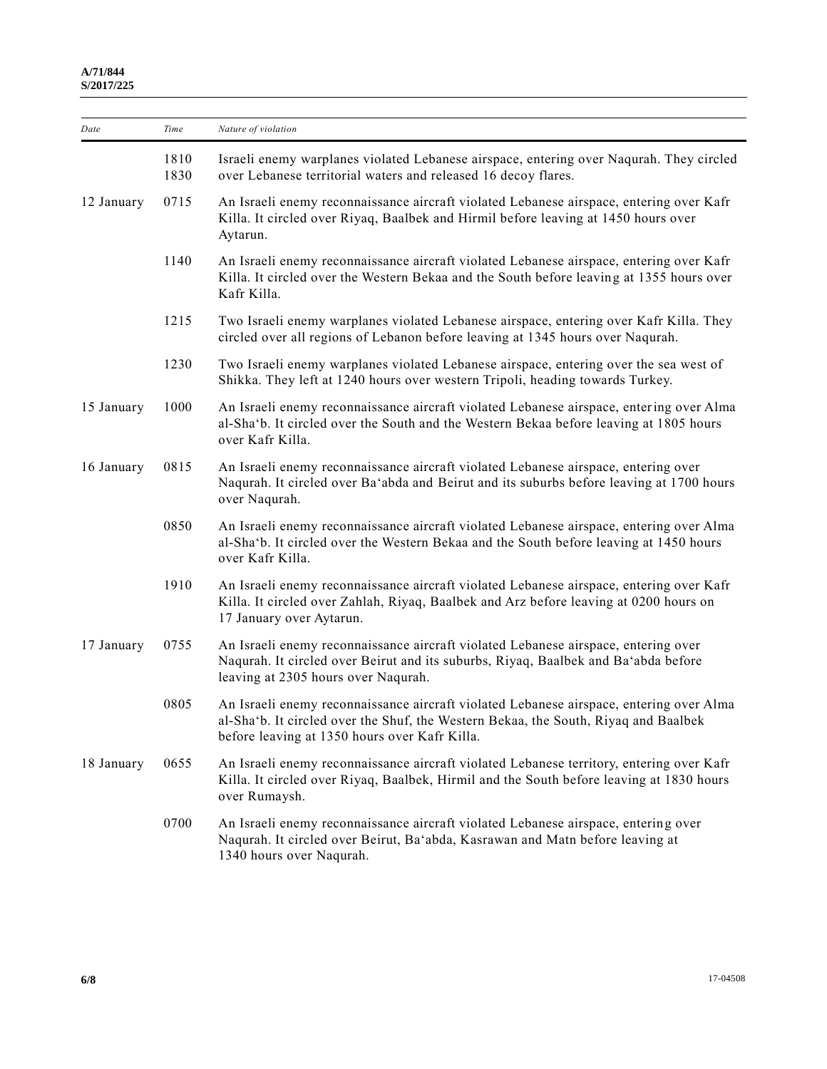| Date | Time | Nature of violation |
|---|---|---|
| | 1810<br>1830 | Israeli enemy warplanes violated Lebanese airspace, entering over Naqurah. They circled over Lebanese territorial waters and released 16 decoy flares. |
| 12 January | 0715 | An Israeli enemy reconnaissance aircraft violated Lebanese airspace, entering over Kafr Killa. It circled over Riyaq, Baalbek and Hirmil before leaving at 1450 hours over Aytarun. |
| | 1140 | An Israeli enemy reconnaissance aircraft violated Lebanese airspace, entering over Kafr Killa. It circled over the Western Bekaa and the South before leaving at 1355 hours over Kafr Killa. |
| | 1215 | Two Israeli enemy warplanes violated Lebanese airspace, entering over Kafr Killa. They circled over all regions of Lebanon before leaving at 1345 hours over Naqurah. |
| | 1230 | Two Israeli enemy warplanes violated Lebanese airspace, entering over the sea west of Shikka. They left at 1240 hours over western Tripoli, heading towards Turkey. |
| 15 January | 1000 | An Israeli enemy reconnaissance aircraft violated Lebanese airspace, entering over Alma al-Sha‘b. It circled over the South and the Western Bekaa before leaving at 1805 hours over Kafr Killa. |
| 16 January | 0815 | An Israeli enemy reconnaissance aircraft violated Lebanese airspace, entering over Naqurah. It circled over Ba‘abda and Beirut and its suburbs before leaving at 1700 hours over Naqurah. |
| | 0850 | An Israeli enemy reconnaissance aircraft violated Lebanese airspace, entering over Alma al-Sha‘b. It circled over the Western Bekaa and the South before leaving at 1450 hours over Kafr Killa. |
| | 1910 | An Israeli enemy reconnaissance aircraft violated Lebanese airspace, entering over Kafr Killa. It circled over Zahlah, Riyaq, Baalbek and Arz before leaving at 0200 hours on 17 January over Aytarun. |
| 17 January | 0755 | An Israeli enemy reconnaissance aircraft violated Lebanese airspace, entering over Naqurah. It circled over Beirut and its suburbs, Riyaq, Baalbek and Ba‘abda before leaving at 2305 hours over Naqurah. |
| | 0805 | An Israeli enemy reconnaissance aircraft violated Lebanese airspace, entering over Alma al-Sha‘b. It circled over the Shuf, the Western Bekaa, the South, Riyaq and Baalbek before leaving at 1350 hours over Kafr Killa. |
| 18 January | 0655 | An Israeli enemy reconnaissance aircraft violated Lebanese territory, entering over Kafr Killa. It circled over Riyaq, Baalbek, Hirmil and the South before leaving at 1830 hours over Rumaysh. |
| | 0700 | An Israeli enemy reconnaissance aircraft violated Lebanese airspace, entering over Naqurah. It circled over Beirut, Ba‘abda, Kasrawan and Matn before leaving at 1340 hours over Naqurah. |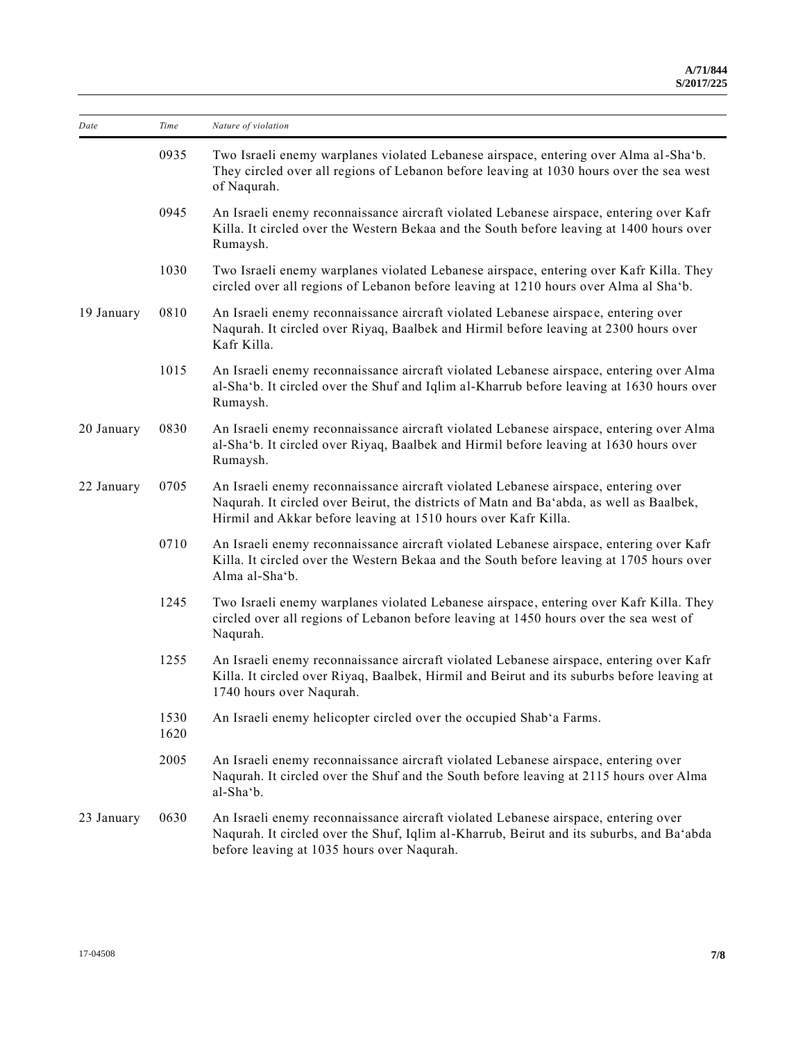| Date | Time | Nature of violation |
| --- | --- | --- |
| | 0935 | Two Israeli enemy warplanes violated Lebanese airspace, entering over Alma al-Sha‘b. They circled over all regions of Lebanon before leaving at 1030 hours over the sea west of Naqurah. |
| | 0945 | An Israeli enemy reconnaissance aircraft violated Lebanese airspace, entering over Kafr Killa. It circled over the Western Bekaa and the South before leaving at 1400 hours over Rumaysh. |
| | 1030 | Two Israeli enemy warplanes violated Lebanese airspace, entering over Kafr Killa. They circled over all regions of Lebanon before leaving at 1210 hours over Alma al Sha‘b. |
| 19 January | 0810 | An Israeli enemy reconnaissance aircraft violated Lebanese airspace, entering over Naqurah. It circled over Riyaq, Baalbek and Hirmil before leaving at 2300 hours over Kafr Killa. |
| | 1015 | An Israeli enemy reconnaissance aircraft violated Lebanese airspace, entering over Alma al-Sha‘b. It circled over the Shuf and Iqlim al-Kharrub before leaving at 1630 hours over Rumaysh. |
| 20 January | 0830 | An Israeli enemy reconnaissance aircraft violated Lebanese airspace, entering over Alma al-Sha‘b. It circled over Riyaq, Baalbek and Hirmil before leaving at 1630 hours over Rumaysh. |
| 22 January | 0705 | An Israeli enemy reconnaissance aircraft violated Lebanese airspace, entering over Naqurah. It circled over Beirut, the districts of Matn and Ba‘abda, as well as Baalbek, Hirmil and Akkar before leaving at 1510 hours over Kafr Killa. |
| | 0710 | An Israeli enemy reconnaissance aircraft violated Lebanese airspace, entering over Kafr Killa. It circled over the Western Bekaa and the South before leaving at 1705 hours over Alma al-Sha‘b. |
| | 1245 | Two Israeli enemy warplanes violated Lebanese airspace, entering over Kafr Killa. They circled over all regions of Lebanon before leaving at 1450 hours over the sea west of Naqurah. |
| | 1255 | An Israeli enemy reconnaissance aircraft violated Lebanese airspace, entering over Kafr Killa. It circled over Riyaq, Baalbek, Hirmil and Beirut and its suburbs before leaving at 1740 hours over Naqurah. |
| | 1530<br>1620 | An Israeli enemy helicopter circled over the occupied Shab‘a Farms. |
| | 2005 | An Israeli enemy reconnaissance aircraft violated Lebanese airspace, entering over Naqurah. It circled over the Shuf and the South before leaving at 2115 hours over Alma al-Sha‘b. |
| 23 January | 0630 | An Israeli enemy reconnaissance aircraft violated Lebanese airspace, entering over Naqurah. It circled over the Shuf, Iqlim al-Kharrub, Beirut and its suburbs, and Ba‘abda before leaving at 1035 hours over Naqurah. |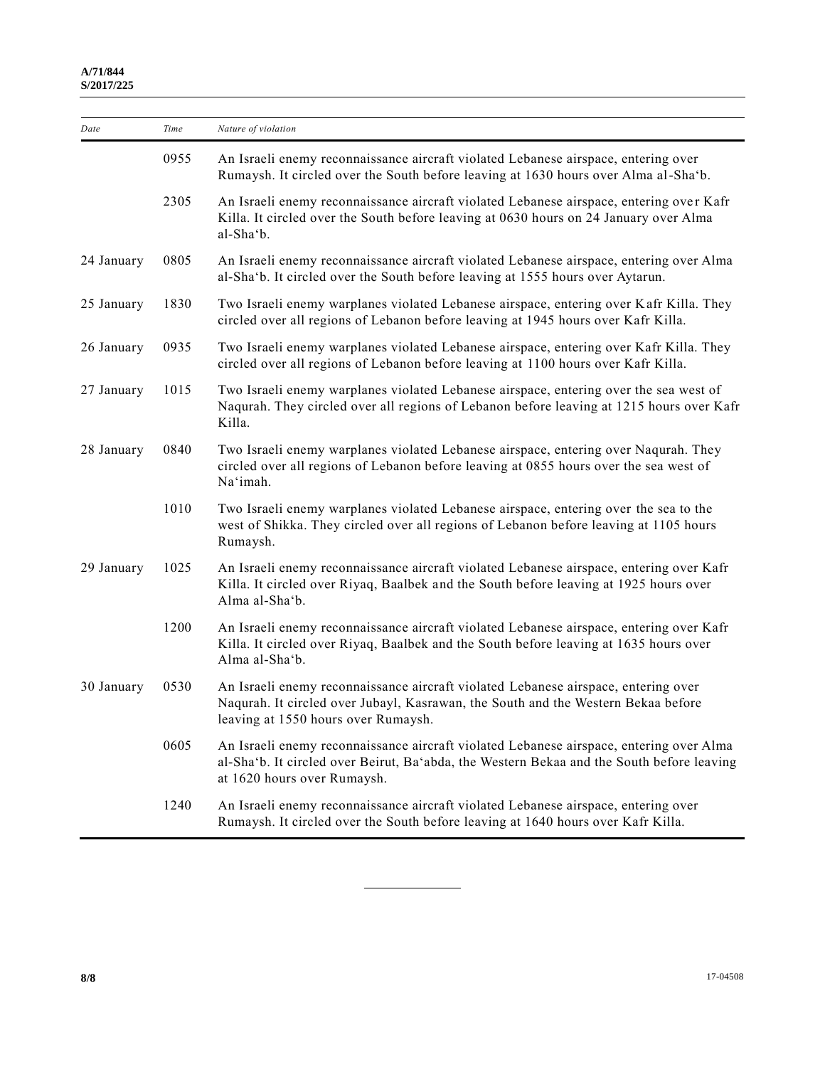| Date | Time | Nature of violation |
|---|---|---|
| | 0955 | An Israeli enemy reconnaissance aircraft violated Lebanese airspace, entering over Rumaysh. It circled over the South before leaving at 1630 hours over Alma al-Sha‘b. |
| | 2305 | An Israeli enemy reconnaissance aircraft violated Lebanese airspace, entering over Kafr Killa. It circled over the South before leaving at 0630 hours on 24 January over Alma al-Sha‘b. |
| 24 January | 0805 | An Israeli enemy reconnaissance aircraft violated Lebanese airspace, entering over Alma al-Sha‘b. It circled over the South before leaving at 1555 hours over Aytarun. |
| 25 January | 1830 | Two Israeli enemy warplanes violated Lebanese airspace, entering over Kafr Killa. They circled over all regions of Lebanon before leaving at 1945 hours over Kafr Killa. |
| 26 January | 0935 | Two Israeli enemy warplanes violated Lebanese airspace, entering over Kafr Killa. They circled over all regions of Lebanon before leaving at 1100 hours over Kafr Killa. |
| 27 January | 1015 | Two Israeli enemy warplanes violated Lebanese airspace, entering over the sea west of Naqurah. They circled over all regions of Lebanon before leaving at 1215 hours over Kafr Killa. |
| 28 January | 0840 | Two Israeli enemy warplanes violated Lebanese airspace, entering over Naqurah. They circled over all regions of Lebanon before leaving at 0855 hours over the sea west of Na‘imah. |
| | 1010 | Two Israeli enemy warplanes violated Lebanese airspace, entering over the sea to the west of Shikka. They circled over all regions of Lebanon before leaving at 1105 hours Rumaysh. |
| 29 January | 1025 | An Israeli enemy reconnaissance aircraft violated Lebanese airspace, entering over Kafr Killa. It circled over Riyaq, Baalbek and the South before leaving at 1925 hours over Alma al-Sha‘b. |
| | 1200 | An Israeli enemy reconnaissance aircraft violated Lebanese airspace, entering over Kafr Killa. It circled over Riyaq, Baalbek and the South before leaving at 1635 hours over Alma al-Sha‘b. |
| 30 January | 0530 | An Israeli enemy reconnaissance aircraft violated Lebanese airspace, entering over Naqurah. It circled over Jubayl, Kasrawan, the South and the Western Bekaa before leaving at 1550 hours over Rumaysh. |
| | 0605 | An Israeli enemy reconnaissance aircraft violated Lebanese airspace, entering over Alma al-Sha‘b. It circled over Beirut, Ba‘abda, the Western Bekaa and the South before leaving at 1620 hours over Rumaysh. |
| | 1240 | An Israeli enemy reconnaissance aircraft violated Lebanese airspace, entering over Rumaysh. It circled over the South before leaving at 1640 hours over Kafr Killa. |